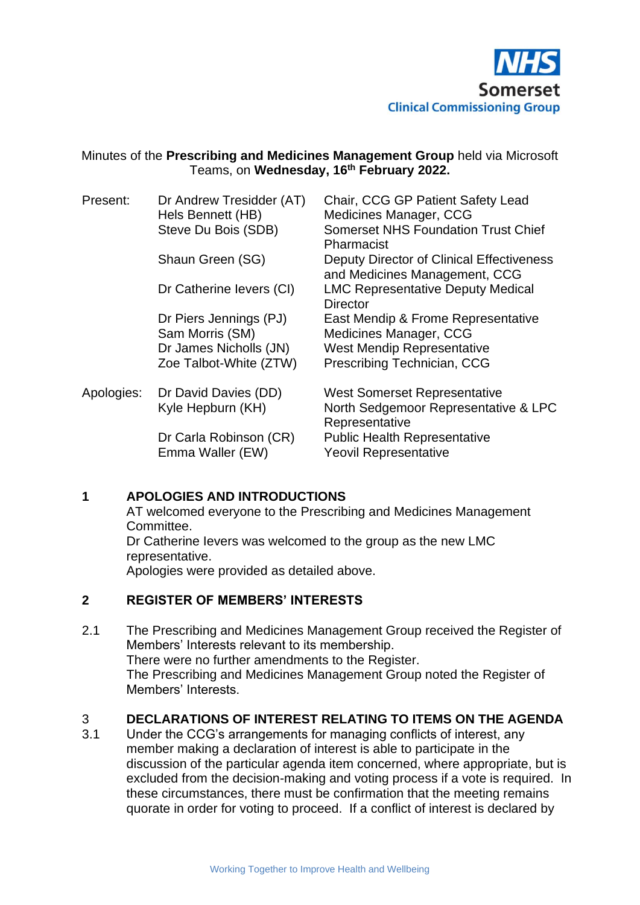NHS Somerset Clinical Commissioning Group

Minutes of the **Prescribing and Medicines Management Group** held via Microsoft Teams, on **Wednesday, 16th February 2022.**

| | | |
|---|---|---|
| Present: | Dr Andrew Tresidder (AT) | Chair, CCG GP Patient Safety Lead |
| | Hels Bennett (HB) | Medicines Manager, CCG |
| | Steve Du Bois (SDB) | Somerset NHS Foundation Trust Chief Pharmacist |
| | Shaun Green (SG) | Deputy Director of Clinical Effectiveness and Medicines Management, CCG |
| | Dr Catherine Ievers (CI) | LMC Representative Deputy Medical Director |
| | Dr Piers Jennings (PJ) | East Mendip & Frome Representative |
| | Sam Morris (SM) | Medicines Manager, CCG |
| | Dr James Nicholls (JN) | West Mendip Representative |
| | Zoe Talbot-White (ZTW) | Prescribing Technician, CCG |
| Apologies: | Dr David Davies (DD) | West Somerset Representative |
| | Kyle Hepburn (KH) | North Sedgemoor Representative & LPC Representative |
| | Dr Carla Robinson (CR) | Public Health Representative |
| | Emma Waller (EW) | Yeovil Representative |

## 1 APOLOGIES AND INTRODUCTIONS

AT welcomed everyone to the Prescribing and Medicines Management Committee.
Dr Catherine Ievers was welcomed to the group as the new LMC representative.
Apologies were provided as detailed above.

## 2 REGISTER OF MEMBERS' INTERESTS

2.1 The Prescribing and Medicines Management Group received the Register of Members' Interests relevant to its membership.
There were no further amendments to the Register.
The Prescribing and Medicines Management Group noted the Register of Members' Interests.

## 3 DECLARATIONS OF INTEREST RELATING TO ITEMS ON THE AGENDA

3.1 Under the CCG's arrangements for managing conflicts of interest, any member making a declaration of interest is able to participate in the discussion of the particular agenda item concerned, where appropriate, but is excluded from the decision-making and voting process if a vote is required. In these circumstances, there must be confirmation that the meeting remains quorate in order for voting to proceed. If a conflict of interest is declared by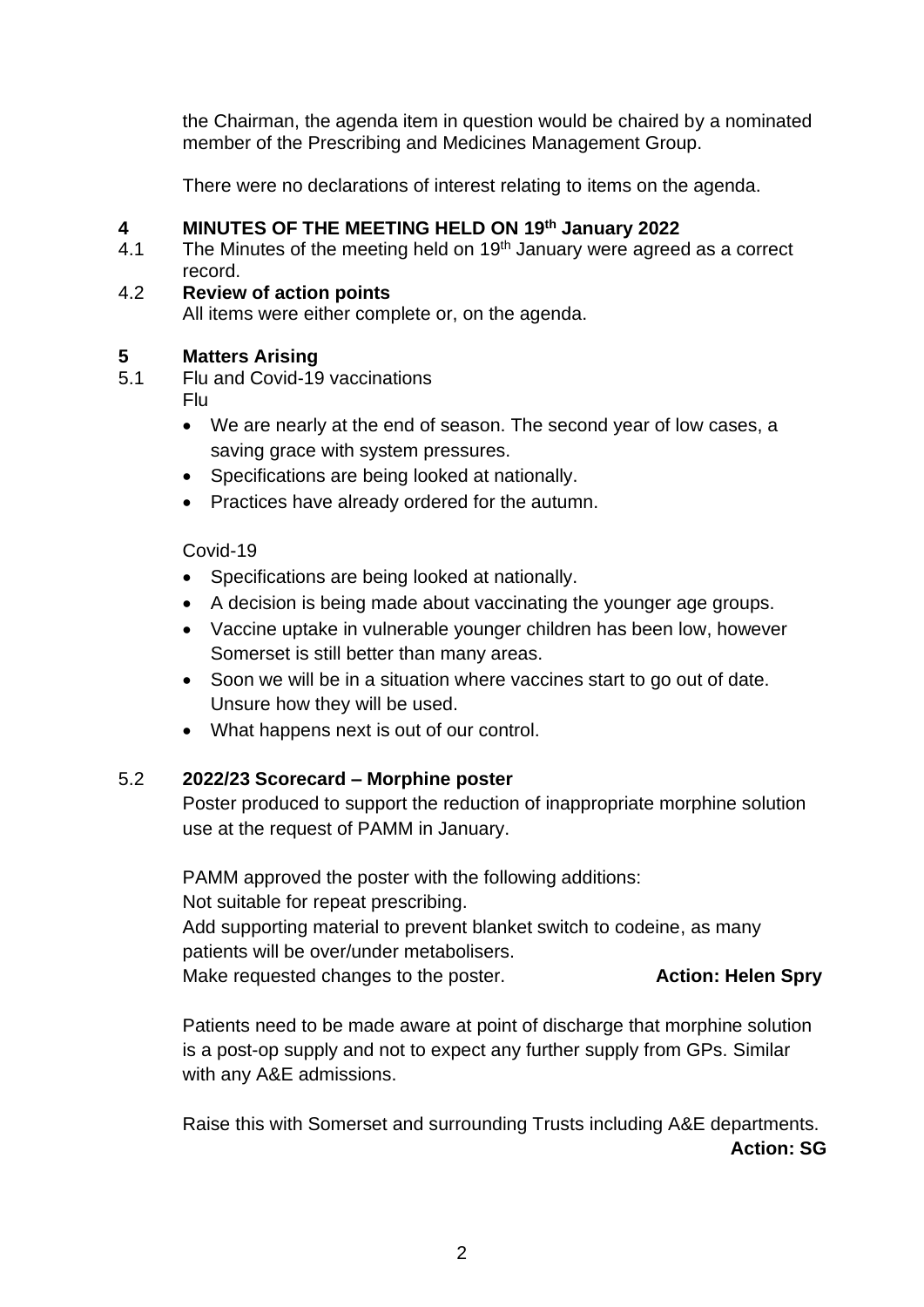the Chairman, the agenda item in question would be chaired by a nominated member of the Prescribing and Medicines Management Group.

There were no declarations of interest relating to items on the agenda.

## 4 MINUTES OF THE MEETING HELD ON 19th January 2022

4.1 The Minutes of the meeting held on 19th January were agreed as a correct record.

4.2 **Review of action points**

All items were either complete or, on the agenda.

## 5 Matters Arising

5.1 Flu and Covid-19 vaccinations

Flu

- We are nearly at the end of season. The second year of low cases, a saving grace with system pressures.
- Specifications are being looked at nationally.
- Practices have already ordered for the autumn.

Covid-19

- Specifications are being looked at nationally.
- A decision is being made about vaccinating the younger age groups.
- Vaccine uptake in vulnerable younger children has been low, however Somerset is still better than many areas.
- Soon we will be in a situation where vaccines start to go out of date. Unsure how they will be used.
- What happens next is out of our control.

5.2 **2022/23 Scorecard – Morphine poster**

Poster produced to support the reduction of inappropriate morphine solution use at the request of PAMM in January.

PAMM approved the poster with the following additions:
Not suitable for repeat prescribing.
Add supporting material to prevent blanket switch to codeine, as many patients will be over/under metabolisers.
Make requested changes to the poster. **Action: Helen Spry**

Patients need to be made aware at point of discharge that morphine solution is a post-op supply and not to expect any further supply from GPs. Similar with any A&E admissions.

Raise this with Somerset and surrounding Trusts including A&E departments.
**Action: SG**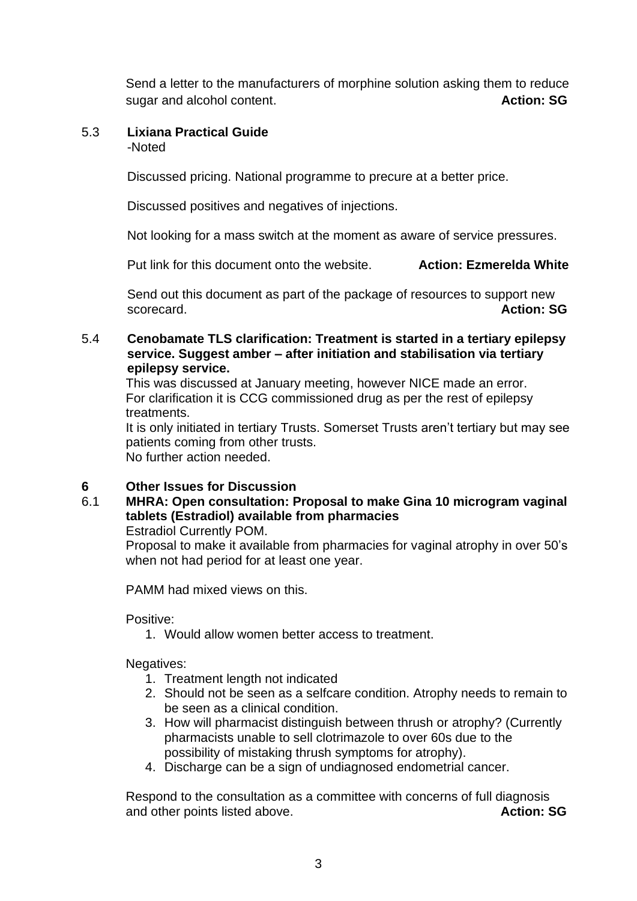Send a letter to the manufacturers of morphine solution asking them to reduce sugar and alcohol content. **Action: SG**

### 5.3 Lixiana Practical Guide

-Noted

Discussed pricing. National programme to precure at a better price.

Discussed positives and negatives of injections.

Not looking for a mass switch at the moment as aware of service pressures.

Put link for this document onto the website. **Action: Ezmerelda White**

Send out this document as part of the package of resources to support new scorecard. **Action: SG**

### 5.4 Cenobamate TLS clarification: Treatment is started in a tertiary epilepsy service. Suggest amber – after initiation and stabilisation via tertiary epilepsy service.

This was discussed at January meeting, however NICE made an error.
For clarification it is CCG commissioned drug as per the rest of epilepsy treatments.
It is only initiated in tertiary Trusts. Somerset Trusts aren't tertiary but may see patients coming from other trusts.
No further action needed.

## 6 Other Issues for Discussion

### 6.1 MHRA: Open consultation: Proposal to make Gina 10 microgram vaginal tablets (Estradiol) available from pharmacies

Estradiol Currently POM.
Proposal to make it available from pharmacies for vaginal atrophy in over 50's when not had period for at least one year.

PAMM had mixed views on this.

Positive:

1. Would allow women better access to treatment.

Negatives:

1. Treatment length not indicated
2. Should not be seen as a selfcare condition. Atrophy needs to remain to be seen as a clinical condition.
3. How will pharmacist distinguish between thrush or atrophy? (Currently pharmacists unable to sell clotrimazole to over 60s due to the possibility of mistaking thrush symptoms for atrophy).
4. Discharge can be a sign of undiagnosed endometrial cancer.

Respond to the consultation as a committee with concerns of full diagnosis and other points listed above. **Action: SG**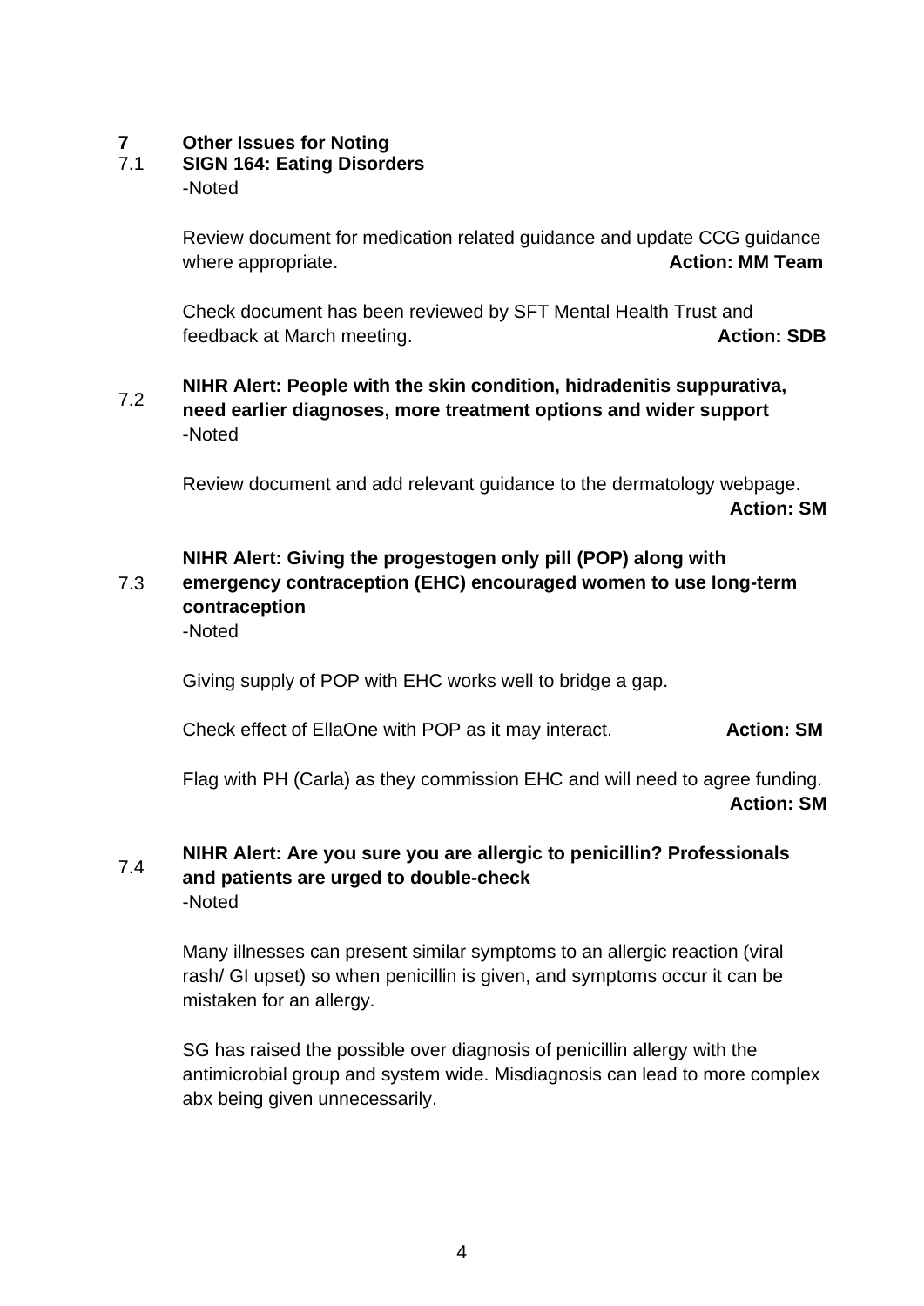## 7 Other Issues for Noting

### 7.1 SIGN 164: Eating Disorders

-Noted

Review document for medication related guidance and update CCG guidance where appropriate. **Action: MM Team**

Check document has been reviewed by SFT Mental Health Trust and feedback at March meeting. **Action: SDB**

### 7.2 NIHR Alert: People with the skin condition, hidradenitis suppurativa, need earlier diagnoses, more treatment options and wider support

-Noted

Review document and add relevant guidance to the dermatology webpage. **Action: SM**

### 7.3 NIHR Alert: Giving the progestogen only pill (POP) along with emergency contraception (EHC) encouraged women to use long-term contraception

-Noted

Giving supply of POP with EHC works well to bridge a gap.

Check effect of EllaOne with POP as it may interact. **Action: SM**

Flag with PH (Carla) as they commission EHC and will need to agree funding. **Action: SM**

### 7.4 NIHR Alert: Are you sure you are allergic to penicillin? Professionals and patients are urged to double-check

-Noted

Many illnesses can present similar symptoms to an allergic reaction (viral rash/ GI upset) so when penicillin is given, and symptoms occur it can be mistaken for an allergy.

SG has raised the possible over diagnosis of penicillin allergy with the antimicrobial group and system wide. Misdiagnosis can lead to more complex abx being given unnecessarily.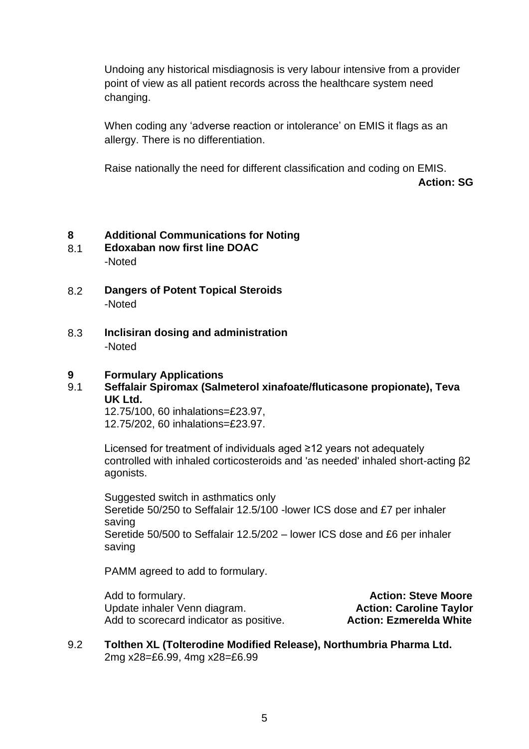Undoing any historical misdiagnosis is very labour intensive from a provider point of view as all patient records across the healthcare system need changing.

When coding any 'adverse reaction or intolerance' on EMIS it flags as an allergy. There is no differentiation.

Raise nationally the need for different classification and coding on EMIS.

**Action: SG**

## 8 Additional Communications for Noting

**8.1 Edoxaban now first line DOAC**

-Noted

**8.2 Dangers of Potent Topical Steroids**

-Noted

**8.3 Inclisiran dosing and administration**

-Noted

## 9 Formulary Applications

**9.1 Seffalair Spiromax (Salmeterol xinafoate/fluticasone propionate), Teva UK Ltd.**

12.75/100, 60 inhalations=£23.97,
12.75/202, 60 inhalations=£23.97.

Licensed for treatment of individuals aged ≥12 years not adequately controlled with inhaled corticosteroids and 'as needed' inhaled short-acting β2 agonists.

Suggested switch in asthmatics only
Seretide 50/250 to Seffalair 12.5/100 -lower ICS dose and £7 per inhaler saving
Seretide 50/500 to Seffalair 12.5/202 – lower ICS dose and £6 per inhaler saving

PAMM agreed to add to formulary.

Add to formulary. **Action: Steve Moore**
Update inhaler Venn diagram. **Action: Caroline Taylor**
Add to scorecard indicator as positive. **Action: Ezmerelda White**

**9.2 Tolthen XL (Tolterodine Modified Release), Northumbria Pharma Ltd.**

2mg x28=£6.99, 4mg x28=£6.99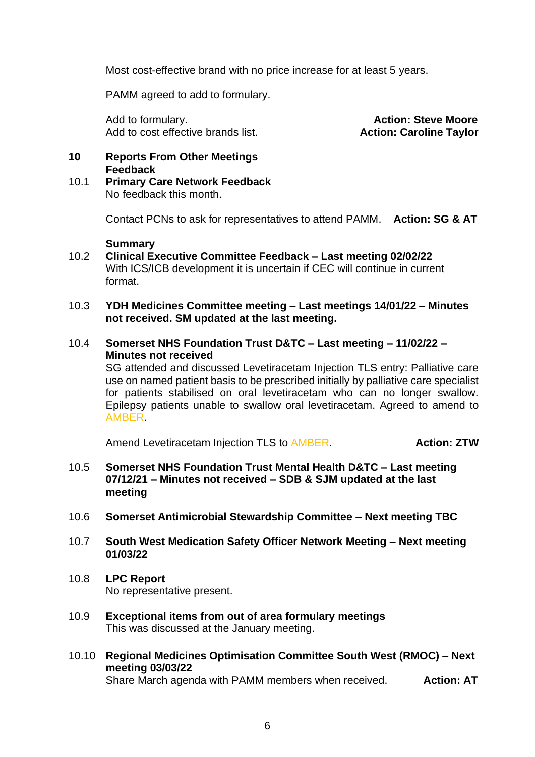Most cost-effective brand with no price increase for at least 5 years.

PAMM agreed to add to formulary.

Add to formulary. **Action: Steve Moore**
Add to cost effective brands list. **Action: Caroline Taylor**

**10 Reports From Other Meetings Feedback**

**10.1 Primary Care Network Feedback**
No feedback this month.

Contact PCNs to ask for representatives to attend PAMM. **Action: SG & AT**

**Summary**

**10.2 Clinical Executive Committee Feedback – Last meeting 02/02/22**
With ICS/ICB development it is uncertain if CEC will continue in current format.

**10.3 YDH Medicines Committee meeting – Last meetings 14/01/22 – Minutes not received. SM updated at the last meeting.**

**10.4 Somerset NHS Foundation Trust D&TC – Last meeting – 11/02/22 – Minutes not received**
SG attended and discussed Levetiracetam Injection TLS entry: Palliative care use on named patient basis to be prescribed initially by palliative care specialist for patients stabilised on oral levetiracetam who can no longer swallow. Epilepsy patients unable to swallow oral levetiracetam. Agreed to amend to AMBER.

Amend Levetiracetam Injection TLS to AMBER. **Action: ZTW**

**10.5 Somerset NHS Foundation Trust Mental Health D&TC – Last meeting 07/12/21 – Minutes not received – SDB & SJM updated at the last meeting**

**10.6 Somerset Antimicrobial Stewardship Committee – Next meeting TBC**

**10.7 South West Medication Safety Officer Network Meeting – Next meeting 01/03/22**

**10.8 LPC Report**
No representative present.

**10.9 Exceptional items from out of area formulary meetings**
This was discussed at the January meeting.

**10.10 Regional Medicines Optimisation Committee South West (RMOC) – Next meeting 03/03/22**
Share March agenda with PAMM members when received. **Action: AT**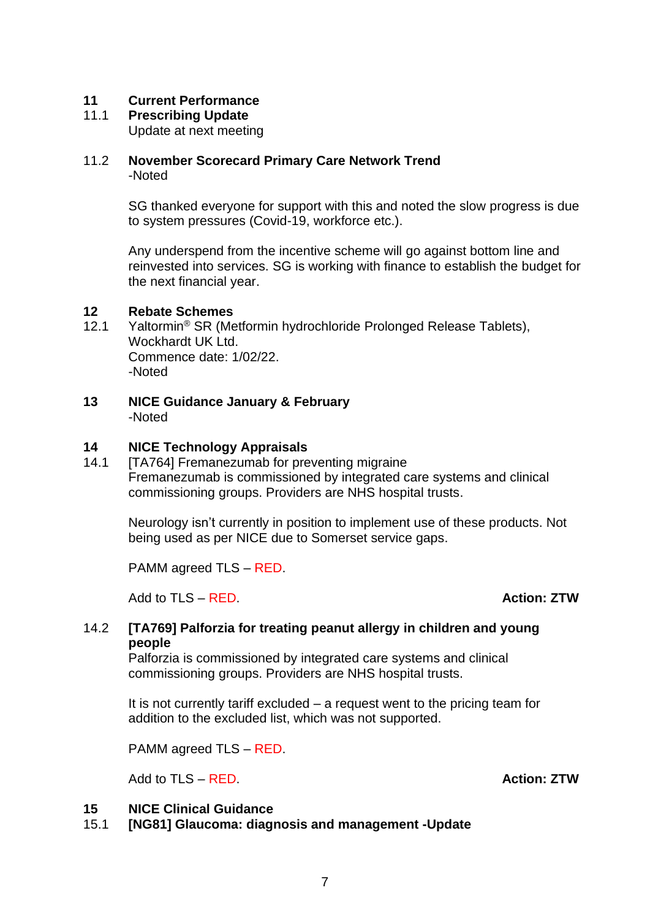## 11 Current Performance

### 11.1 Prescribing Update

Update at next meeting

### 11.2 November Scorecard Primary Care Network Trend

-Noted

SG thanked everyone for support with this and noted the slow progress is due to system pressures (Covid-19, workforce etc.).

Any underspend from the incentive scheme will go against bottom line and reinvested into services. SG is working with finance to establish the budget for the next financial year.

## 12 Rebate Schemes

12.1 Yaltormin® SR (Metformin hydrochloride Prolonged Release Tablets), Wockhardt UK Ltd.
Commence date: 1/02/22.
-Noted

## 13 NICE Guidance January & February

-Noted

## 14 NICE Technology Appraisals

14.1 [TA764] Fremanezumab for preventing migraine
Fremanezumab is commissioned by integrated care systems and clinical commissioning groups. Providers are NHS hospital trusts.

Neurology isn't currently in position to implement use of these products. Not being used as per NICE due to Somerset service gaps.

PAMM agreed TLS – RED.

Add to TLS – RED. **Action: ZTW**

### 14.2 [TA769] Palforzia for treating peanut allergy in children and young people

Palforzia is commissioned by integrated care systems and clinical commissioning groups. Providers are NHS hospital trusts.

It is not currently tariff excluded – a request went to the pricing team for addition to the excluded list, which was not supported.

PAMM agreed TLS – RED.

Add to TLS – RED. **Action: ZTW**

## 15 NICE Clinical Guidance

### 15.1 [NG81] Glaucoma: diagnosis and management -Update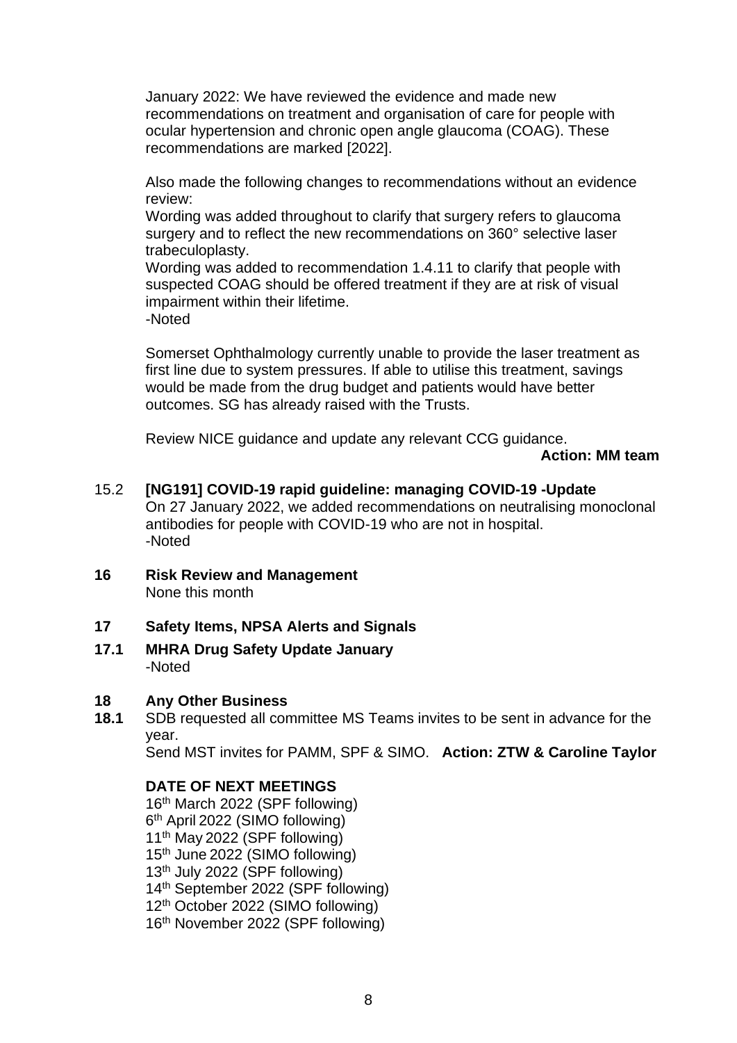January 2022: We have reviewed the evidence and made new recommendations on treatment and organisation of care for people with ocular hypertension and chronic open angle glaucoma (COAG). These recommendations are marked [2022].

Also made the following changes to recommendations without an evidence review:
Wording was added throughout to clarify that surgery refers to glaucoma surgery and to reflect the new recommendations on 360° selective laser trabeculoplasty.
Wording was added to recommendation 1.4.11 to clarify that people with suspected COAG should be offered treatment if they are at risk of visual impairment within their lifetime.
-Noted

Somerset Ophthalmology currently unable to provide the laser treatment as first line due to system pressures. If able to utilise this treatment, savings would be made from the drug budget and patients would have better outcomes. SG has already raised with the Trusts.

Review NICE guidance and update any relevant CCG guidance.

**Action: MM team**

15.2 **[NG191] COVID-19 rapid guideline: managing COVID-19 -Update**
On 27 January 2022, we added recommendations on neutralising monoclonal antibodies for people with COVID-19 who are not in hospital.
-Noted

**16 Risk Review and Management**
None this month

**17 Safety Items, NPSA Alerts and Signals**

**17.1 MHRA Drug Safety Update January**
-Noted

**18 Any Other Business**

**18.1** SDB requested all committee MS Teams invites to be sent in advance for the year.
Send MST invites for PAMM, SPF & SIMO. **Action: ZTW & Caroline Taylor**

**DATE OF NEXT MEETINGS**

16th March 2022 (SPF following)
6th April 2022 (SIMO following)
11th May 2022 (SPF following)
15th June 2022 (SIMO following)
13th July 2022 (SPF following)
14th September 2022 (SPF following)
12th October 2022 (SIMO following)
16th November 2022 (SPF following)